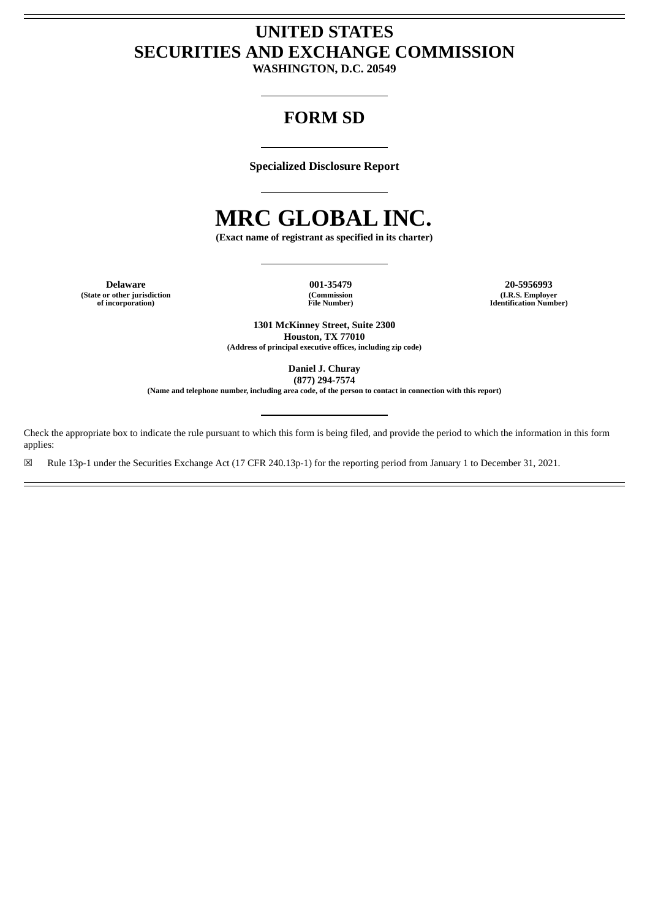# UNITED STATES
# SECURITIES AND EXCHANGE COMMISSION

**WASHINGTON, D.C. 20549**

---

## FORM SD

---

**Specialized Disclosure Report**

---

# MRC GLOBAL INC.

**(Exact name of registrant as specified in its charter)**

---

| **Delaware** | **001-35479** | **20-5956993** |
|---|---|---|
| **(State or other jurisdiction of incorporation)** | **(Commission File Number)** | **(I.R.S. Employer Identification Number)** |

**1301 McKinney Street, Suite 2300**
**Houston, TX 77010**
**(Address of principal executive offices, including zip code)**

**Daniel J. Churay**
**(877) 294-7574**
**(Name and telephone number, including area code, of the person to contact in connection with this report)**

---

Check the appropriate box to indicate the rule pursuant to which this form is being filed, and provide the period to which the information in this form applies:

☒ Rule 13p-1 under the Securities Exchange Act (17 CFR 240.13p-1) for the reporting period from January 1 to December 31, 2021.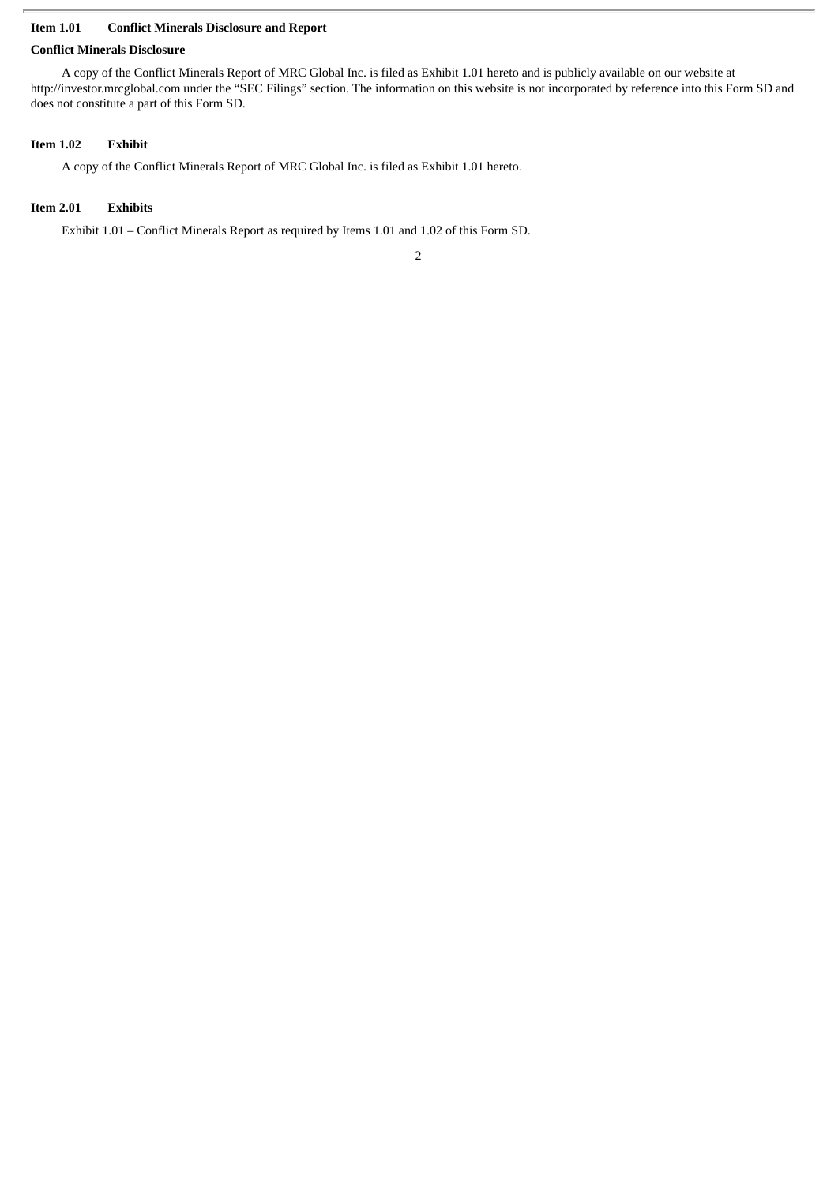**Item 1.01 Conflict Minerals Disclosure and Report**

**Conflict Minerals Disclosure**

A copy of the Conflict Minerals Report of MRC Global Inc. is filed as Exhibit 1.01 hereto and is publicly available on our website at http://investor.mrcglobal.com under the "SEC Filings" section. The information on this website is not incorporated by reference into this Form SD and does not constitute a part of this Form SD.

**Item 1.02 Exhibit**

A copy of the Conflict Minerals Report of MRC Global Inc. is filed as Exhibit 1.01 hereto.

**Item 2.01 Exhibits**

Exhibit 1.01 – Conflict Minerals Report as required by Items 1.01 and 1.02 of this Form SD.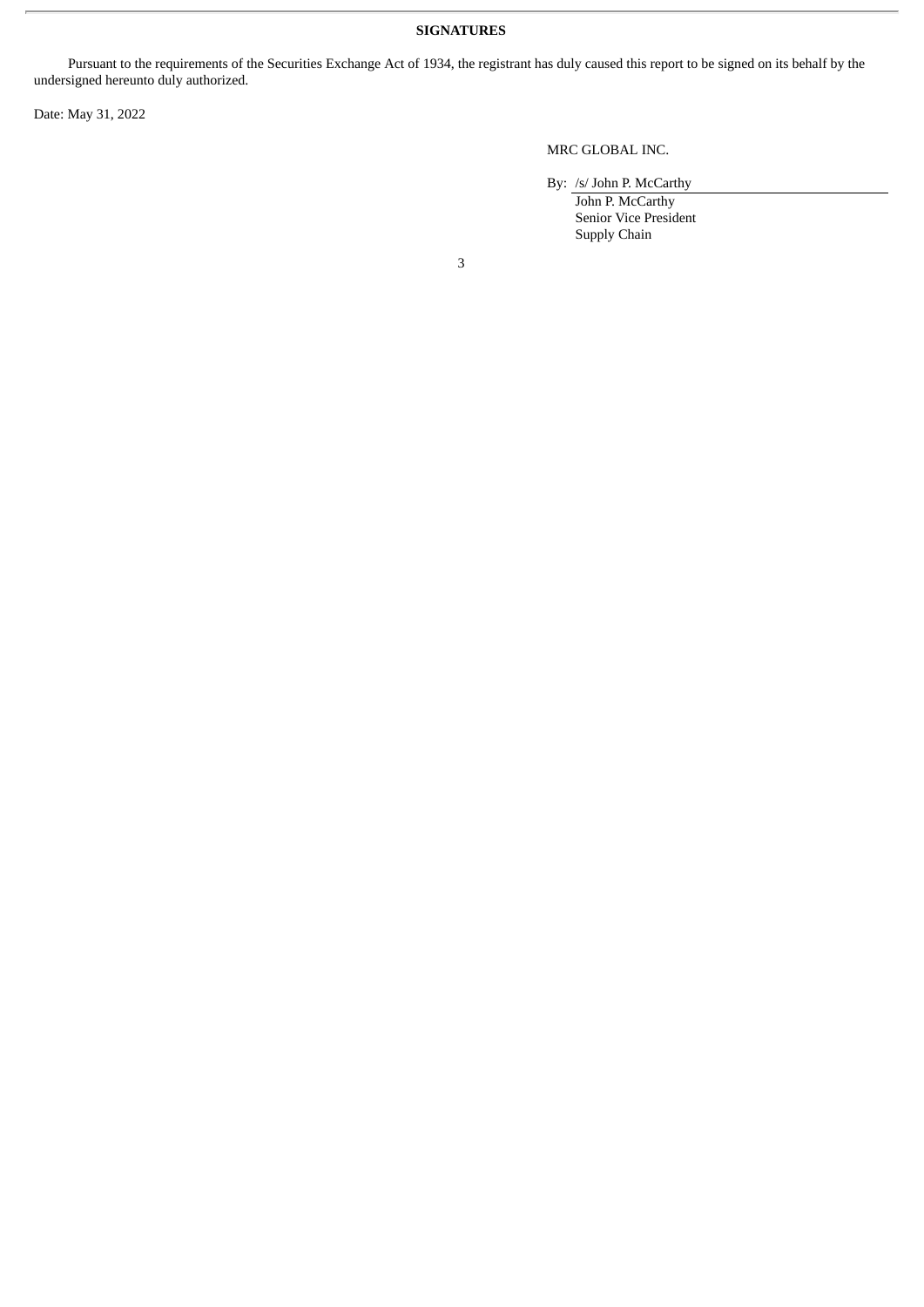**SIGNATURES**

Pursuant to the requirements of the Securities Exchange Act of 1934, the registrant has duly caused this report to be signed on its behalf by the undersigned hereunto duly authorized.

Date: May 31, 2022

MRC GLOBAL INC.

By: /s/ John P. McCarthy
John P. McCarthy
Senior Vice President
Supply Chain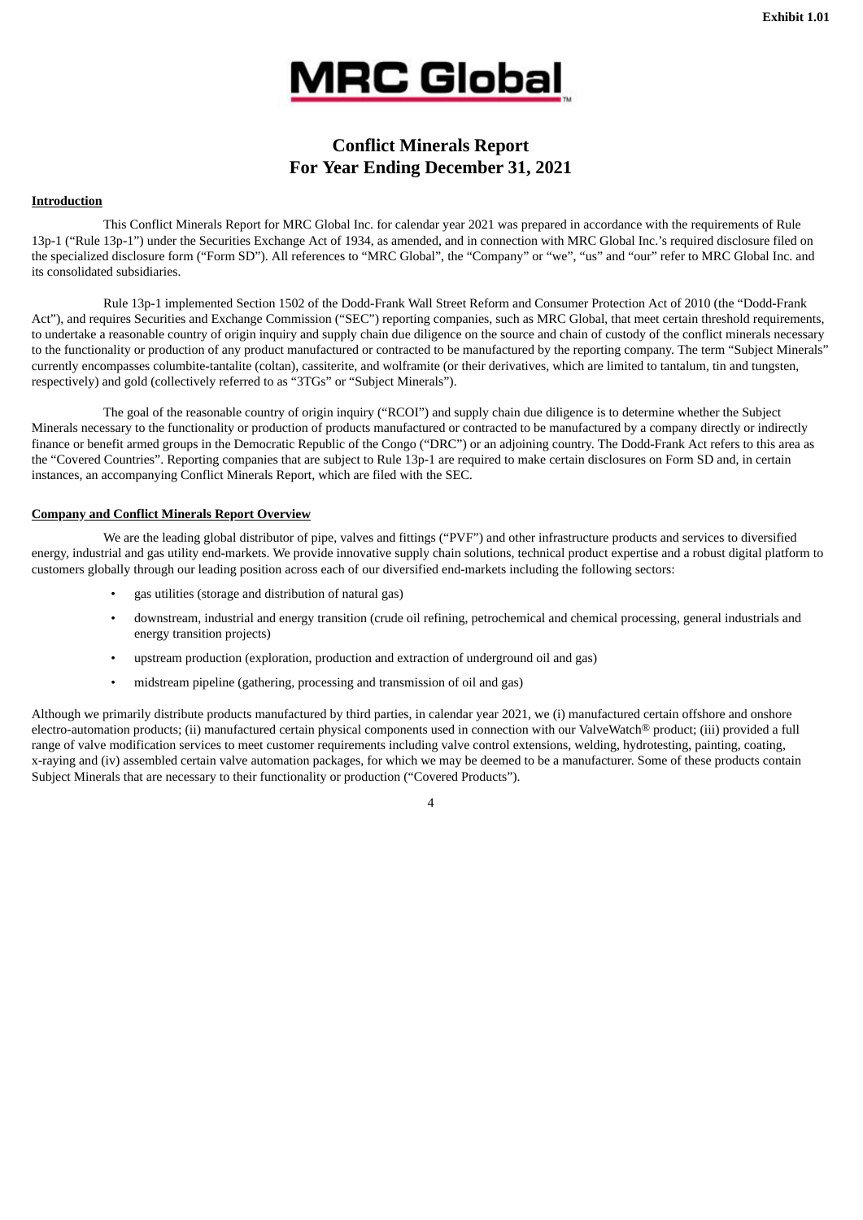Exhibit 1.01

MRC Global

# Conflict Minerals Report
# For Year Ending December 31, 2021

**Introduction**

This Conflict Minerals Report for MRC Global Inc. for calendar year 2021 was prepared in accordance with the requirements of Rule 13p-1 ("Rule 13p-1") under the Securities Exchange Act of 1934, as amended, and in connection with MRC Global Inc.'s required disclosure filed on the specialized disclosure form ("Form SD"). All references to "MRC Global", the "Company" or "we", "us" and "our" refer to MRC Global Inc. and its consolidated subsidiaries.

Rule 13p-1 implemented Section 1502 of the Dodd-Frank Wall Street Reform and Consumer Protection Act of 2010 (the "Dodd-Frank Act"), and requires Securities and Exchange Commission ("SEC") reporting companies, such as MRC Global, that meet certain threshold requirements, to undertake a reasonable country of origin inquiry and supply chain due diligence on the source and chain of custody of the conflict minerals necessary to the functionality or production of any product manufactured or contracted to be manufactured by the reporting company. The term "Subject Minerals" currently encompasses columbite-tantalite (coltan), cassiterite, and wolframite (or their derivatives, which are limited to tantalum, tin and tungsten, respectively) and gold (collectively referred to as "3TGs" or "Subject Minerals").

The goal of the reasonable country of origin inquiry ("RCOI") and supply chain due diligence is to determine whether the Subject Minerals necessary to the functionality or production of products manufactured or contracted to be manufactured by a company directly or indirectly finance or benefit armed groups in the Democratic Republic of the Congo ("DRC") or an adjoining country. The Dodd-Frank Act refers to this area as the "Covered Countries". Reporting companies that are subject to Rule 13p-1 are required to make certain disclosures on Form SD and, in certain instances, an accompanying Conflict Minerals Report, which are filed with the SEC.

**Company and Conflict Minerals Report Overview**

We are the leading global distributor of pipe, valves and fittings ("PVF") and other infrastructure products and services to diversified energy, industrial and gas utility end-markets. We provide innovative supply chain solutions, technical product expertise and a robust digital platform to customers globally through our leading position across each of our diversified end-markets including the following sectors:

- gas utilities (storage and distribution of natural gas)
- downstream, industrial and energy transition (crude oil refining, petrochemical and chemical processing, general industrials and energy transition projects)
- upstream production (exploration, production and extraction of underground oil and gas)
- midstream pipeline (gathering, processing and transmission of oil and gas)

Although we primarily distribute products manufactured by third parties, in calendar year 2021, we (i) manufactured certain offshore and onshore electro-automation products; (ii) manufactured certain physical components used in connection with our ValveWatch® product; (iii) provided a full range of valve modification services to meet customer requirements including valve control extensions, welding, hydrotesting, painting, coating, x-raying and (iv) assembled certain valve automation packages, for which we may be deemed to be a manufacturer. Some of these products contain Subject Minerals that are necessary to their functionality or production ("Covered Products").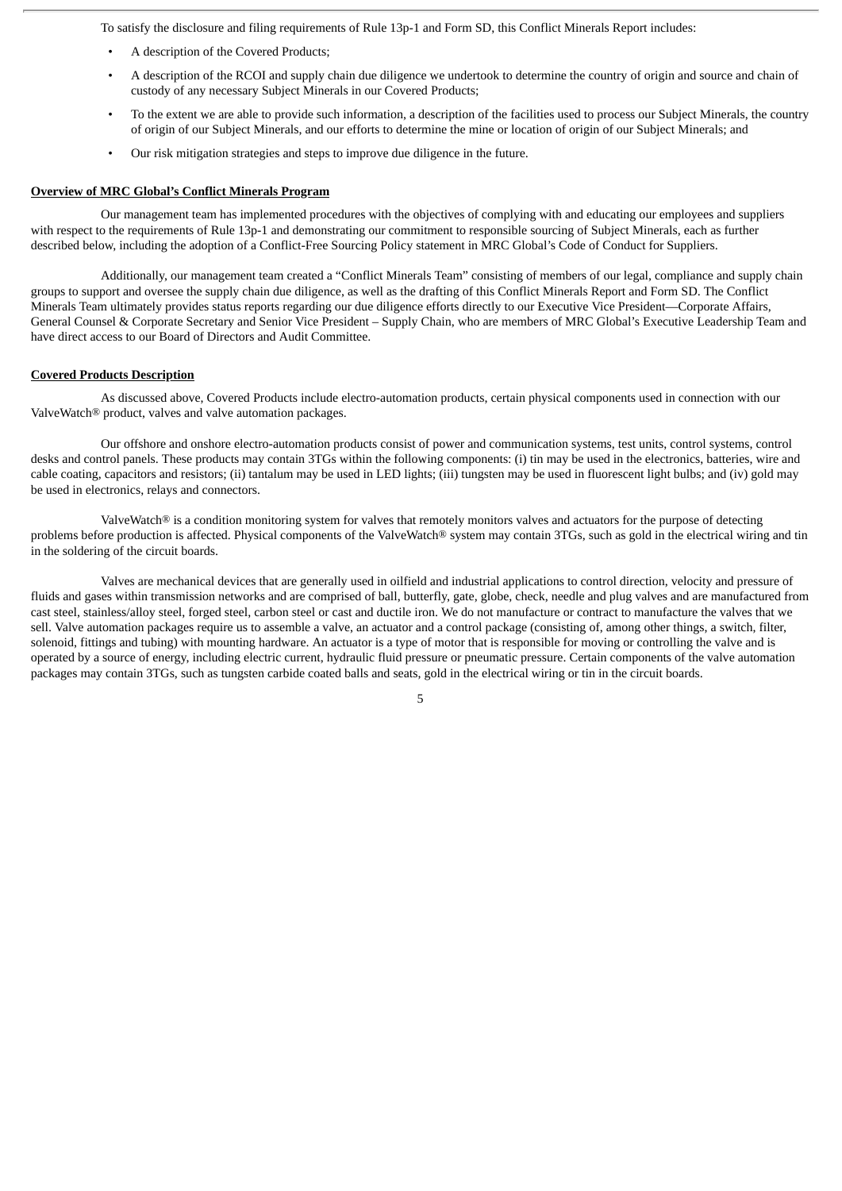To satisfy the disclosure and filing requirements of Rule 13p-1 and Form SD, this Conflict Minerals Report includes:

- A description of the Covered Products;
- A description of the RCOI and supply chain due diligence we undertook to determine the country of origin and source and chain of custody of any necessary Subject Minerals in our Covered Products;
- To the extent we are able to provide such information, a description of the facilities used to process our Subject Minerals, the country of origin of our Subject Minerals, and our efforts to determine the mine or location of origin of our Subject Minerals; and
- Our risk mitigation strategies and steps to improve due diligence in the future.

**Overview of MRC Global's Conflict Minerals Program**

Our management team has implemented procedures with the objectives of complying with and educating our employees and suppliers with respect to the requirements of Rule 13p-1 and demonstrating our commitment to responsible sourcing of Subject Minerals, each as further described below, including the adoption of a Conflict-Free Sourcing Policy statement in MRC Global's Code of Conduct for Suppliers.

Additionally, our management team created a "Conflict Minerals Team" consisting of members of our legal, compliance and supply chain groups to support and oversee the supply chain due diligence, as well as the drafting of this Conflict Minerals Report and Form SD. The Conflict Minerals Team ultimately provides status reports regarding our due diligence efforts directly to our Executive Vice President—Corporate Affairs, General Counsel & Corporate Secretary and Senior Vice President – Supply Chain, who are members of MRC Global's Executive Leadership Team and have direct access to our Board of Directors and Audit Committee.

**Covered Products Description**

As discussed above, Covered Products include electro-automation products, certain physical components used in connection with our ValveWatch® product, valves and valve automation packages.

Our offshore and onshore electro-automation products consist of power and communication systems, test units, control systems, control desks and control panels. These products may contain 3TGs within the following components: (i) tin may be used in the electronics, batteries, wire and cable coating, capacitors and resistors; (ii) tantalum may be used in LED lights; (iii) tungsten may be used in fluorescent light bulbs; and (iv) gold may be used in electronics, relays and connectors.

ValveWatch® is a condition monitoring system for valves that remotely monitors valves and actuators for the purpose of detecting problems before production is affected. Physical components of the ValveWatch® system may contain 3TGs, such as gold in the electrical wiring and tin in the soldering of the circuit boards.

Valves are mechanical devices that are generally used in oilfield and industrial applications to control direction, velocity and pressure of fluids and gases within transmission networks and are comprised of ball, butterfly, gate, globe, check, needle and plug valves and are manufactured from cast steel, stainless/alloy steel, forged steel, carbon steel or cast and ductile iron. We do not manufacture or contract to manufacture the valves that we sell. Valve automation packages require us to assemble a valve, an actuator and a control package (consisting of, among other things, a switch, filter, solenoid, fittings and tubing) with mounting hardware. An actuator is a type of motor that is responsible for moving or controlling the valve and is operated by a source of energy, including electric current, hydraulic fluid pressure or pneumatic pressure. Certain components of the valve automation packages may contain 3TGs, such as tungsten carbide coated balls and seats, gold in the electrical wiring or tin in the circuit boards.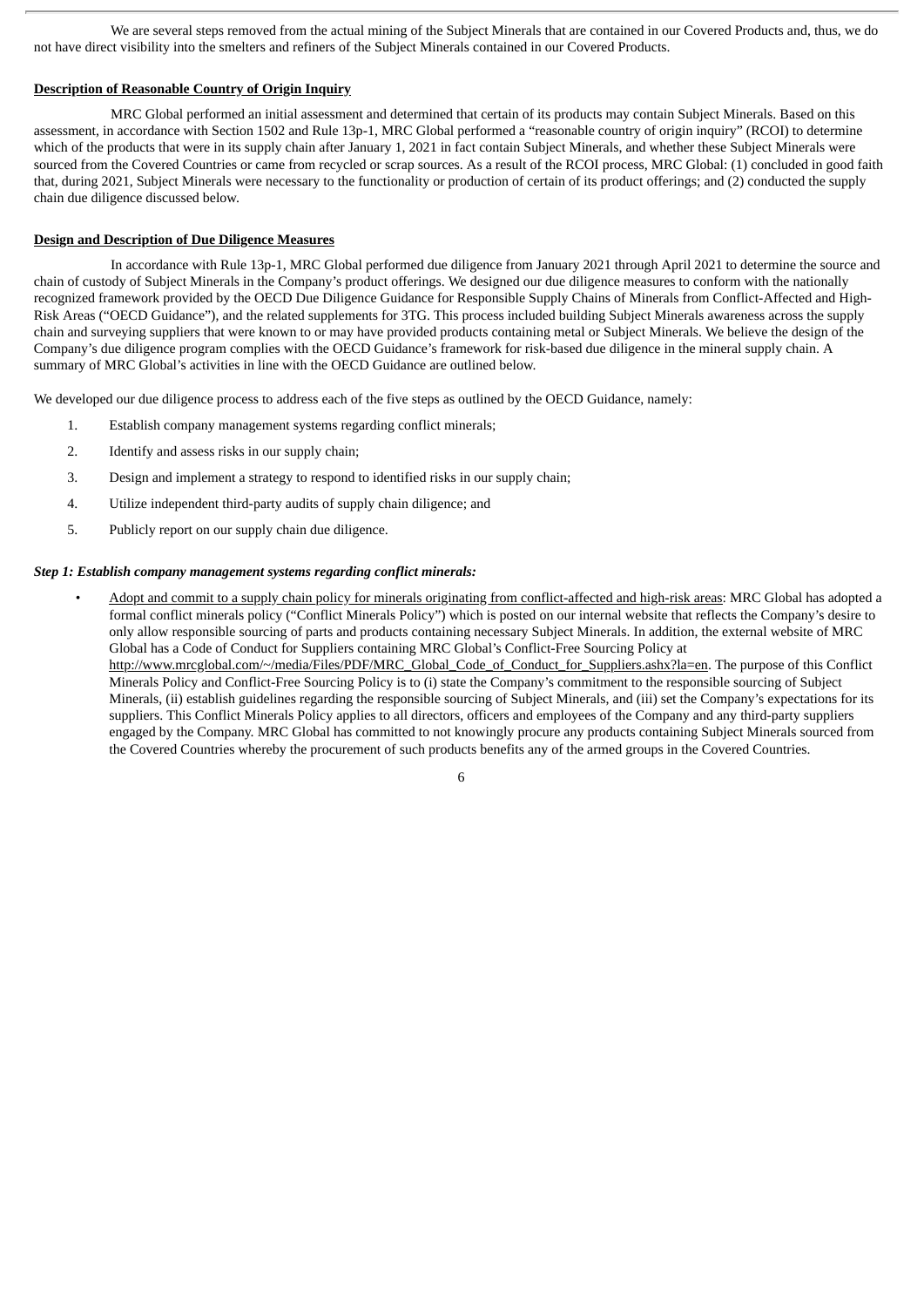We are several steps removed from the actual mining of the Subject Minerals that are contained in our Covered Products and, thus, we do not have direct visibility into the smelters and refiners of the Subject Minerals contained in our Covered Products.

**Description of Reasonable Country of Origin Inquiry**

MRC Global performed an initial assessment and determined that certain of its products may contain Subject Minerals. Based on this assessment, in accordance with Section 1502 and Rule 13p-1, MRC Global performed a "reasonable country of origin inquiry" (RCOI) to determine which of the products that were in its supply chain after January 1, 2021 in fact contain Subject Minerals, and whether these Subject Minerals were sourced from the Covered Countries or came from recycled or scrap sources. As a result of the RCOI process, MRC Global: (1) concluded in good faith that, during 2021, Subject Minerals were necessary to the functionality or production of certain of its product offerings; and (2) conducted the supply chain due diligence discussed below.

**Design and Description of Due Diligence Measures**

In accordance with Rule 13p-1, MRC Global performed due diligence from January 2021 through April 2021 to determine the source and chain of custody of Subject Minerals in the Company's product offerings. We designed our due diligence measures to conform with the nationally recognized framework provided by the OECD Due Diligence Guidance for Responsible Supply Chains of Minerals from Conflict-Affected and High-Risk Areas ("OECD Guidance"), and the related supplements for 3TG. This process included building Subject Minerals awareness across the supply chain and surveying suppliers that were known to or may have provided products containing metal or Subject Minerals. We believe the design of the Company's due diligence program complies with the OECD Guidance's framework for risk-based due diligence in the mineral supply chain. A summary of MRC Global's activities in line with the OECD Guidance are outlined below.

We developed our due diligence process to address each of the five steps as outlined by the OECD Guidance, namely:

1. Establish company management systems regarding conflict minerals;
2. Identify and assess risks in our supply chain;
3. Design and implement a strategy to respond to identified risks in our supply chain;
4. Utilize independent third-party audits of supply chain diligence; and
5. Publicly report on our supply chain due diligence.

***Step 1: Establish company management systems regarding conflict minerals:***

- Adopt and commit to a supply chain policy for minerals originating from conflict-affected and high-risk areas: MRC Global has adopted a formal conflict minerals policy ("Conflict Minerals Policy") which is posted on our internal website that reflects the Company's desire to only allow responsible sourcing of parts and products containing necessary Subject Minerals. In addition, the external website of MRC Global has a Code of Conduct for Suppliers containing MRC Global's Conflict-Free Sourcing Policy at http://www.mrcglobal.com/~/media/Files/PDF/MRC_Global_Code_of_Conduct_for_Suppliers.ashx?la=en. The purpose of this Conflict Minerals Policy and Conflict-Free Sourcing Policy is to (i) state the Company's commitment to the responsible sourcing of Subject Minerals, (ii) establish guidelines regarding the responsible sourcing of Subject Minerals, and (iii) set the Company's expectations for its suppliers. This Conflict Minerals Policy applies to all directors, officers and employees of the Company and any third-party suppliers engaged by the Company. MRC Global has committed to not knowingly procure any products containing Subject Minerals sourced from the Covered Countries whereby the procurement of such products benefits any of the armed groups in the Covered Countries.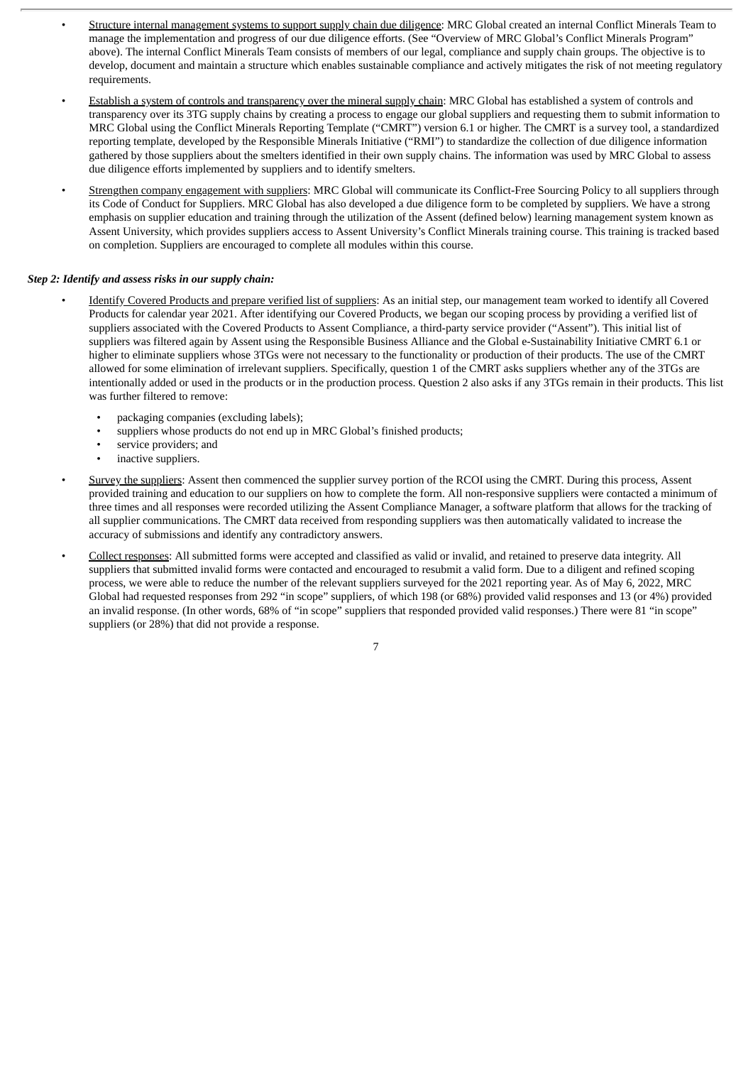- Structure internal management systems to support supply chain due diligence: MRC Global created an internal Conflict Minerals Team to manage the implementation and progress of our due diligence efforts. (See "Overview of MRC Global's Conflict Minerals Program" above). The internal Conflict Minerals Team consists of members of our legal, compliance and supply chain groups. The objective is to develop, document and maintain a structure which enables sustainable compliance and actively mitigates the risk of not meeting regulatory requirements.
- Establish a system of controls and transparency over the mineral supply chain: MRC Global has established a system of controls and transparency over its 3TG supply chains by creating a process to engage our global suppliers and requesting them to submit information to MRC Global using the Conflict Minerals Reporting Template ("CMRT") version 6.1 or higher. The CMRT is a survey tool, a standardized reporting template, developed by the Responsible Minerals Initiative ("RMI") to standardize the collection of due diligence information gathered by those suppliers about the smelters identified in their own supply chains. The information was used by MRC Global to assess due diligence efforts implemented by suppliers and to identify smelters.
- Strengthen company engagement with suppliers: MRC Global will communicate its Conflict-Free Sourcing Policy to all suppliers through its Code of Conduct for Suppliers. MRC Global has also developed a due diligence form to be completed by suppliers. We have a strong emphasis on supplier education and training through the utilization of the Assent (defined below) learning management system known as Assent University, which provides suppliers access to Assent University's Conflict Minerals training course. This training is tracked based on completion. Suppliers are encouraged to complete all modules within this course.

***Step 2: Identify and assess risks in our supply chain:***

- Identify Covered Products and prepare verified list of suppliers: As an initial step, our management team worked to identify all Covered Products for calendar year 2021. After identifying our Covered Products, we began our scoping process by providing a verified list of suppliers associated with the Covered Products to Assent Compliance, a third-party service provider ("Assent"). This initial list of suppliers was filtered again by Assent using the Responsible Business Alliance and the Global e-Sustainability Initiative CMRT 6.1 or higher to eliminate suppliers whose 3TGs were not necessary to the functionality or production of their products. The use of the CMRT allowed for some elimination of irrelevant suppliers. Specifically, question 1 of the CMRT asks suppliers whether any of the 3TGs are intentionally added or used in the products or in the production process. Question 2 also asks if any 3TGs remain in their products. This list was further filtered to remove:
  - packaging companies (excluding labels);
  - suppliers whose products do not end up in MRC Global's finished products;
  - service providers; and
  - inactive suppliers.
- Survey the suppliers: Assent then commenced the supplier survey portion of the RCOI using the CMRT. During this process, Assent provided training and education to our suppliers on how to complete the form. All non-responsive suppliers were contacted a minimum of three times and all responses were recorded utilizing the Assent Compliance Manager, a software platform that allows for the tracking of all supplier communications. The CMRT data received from responding suppliers was then automatically validated to increase the accuracy of submissions and identify any contradictory answers.
- Collect responses: All submitted forms were accepted and classified as valid or invalid, and retained to preserve data integrity. All suppliers that submitted invalid forms were contacted and encouraged to resubmit a valid form. Due to a diligent and refined scoping process, we were able to reduce the number of the relevant suppliers surveyed for the 2021 reporting year. As of May 6, 2022, MRC Global had requested responses from 292 "in scope" suppliers, of which 198 (or 68%) provided valid responses and 13 (or 4%) provided an invalid response. (In other words, 68% of "in scope" suppliers that responded provided valid responses.) There were 81 "in scope" suppliers (or 28%) that did not provide a response.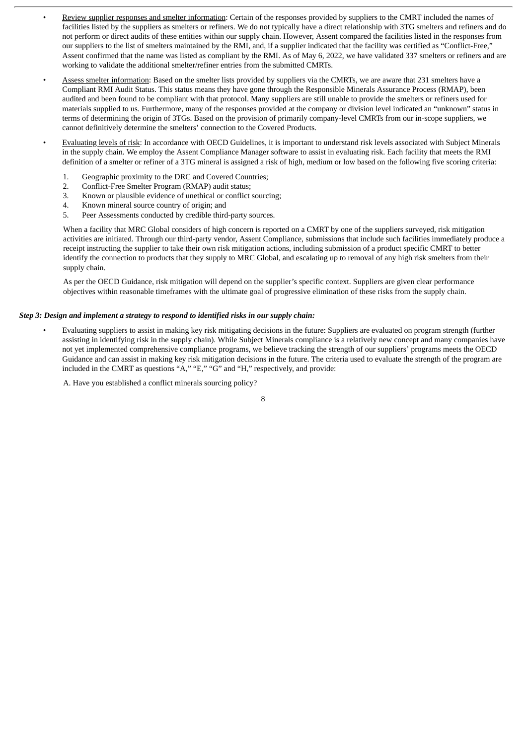- Review supplier responses and smelter information: Certain of the responses provided by suppliers to the CMRT included the names of facilities listed by the suppliers as smelters or refiners. We do not typically have a direct relationship with 3TG smelters and refiners and do not perform or direct audits of these entities within our supply chain. However, Assent compared the facilities listed in the responses from our suppliers to the list of smelters maintained by the RMI, and, if a supplier indicated that the facility was certified as "Conflict-Free," Assent confirmed that the name was listed as compliant by the RMI. As of May 6, 2022, we have validated 337 smelters or refiners and are working to validate the additional smelter/refiner entries from the submitted CMRTs.
- Assess smelter information: Based on the smelter lists provided by suppliers via the CMRTs, we are aware that 231 smelters have a Compliant RMI Audit Status. This status means they have gone through the Responsible Minerals Assurance Process (RMAP), been audited and been found to be compliant with that protocol. Many suppliers are still unable to provide the smelters or refiners used for materials supplied to us. Furthermore, many of the responses provided at the company or division level indicated an "unknown" status in terms of determining the origin of 3TGs. Based on the provision of primarily company-level CMRTs from our in-scope suppliers, we cannot definitively determine the smelters' connection to the Covered Products.
- Evaluating levels of risk: In accordance with OECD Guidelines, it is important to understand risk levels associated with Subject Minerals in the supply chain. We employ the Assent Compliance Manager software to assist in evaluating risk. Each facility that meets the RMI definition of a smelter or refiner of a 3TG mineral is assigned a risk of high, medium or low based on the following five scoring criteria:

  1. Geographic proximity to the DRC and Covered Countries;
  2. Conflict-Free Smelter Program (RMAP) audit status;
  3. Known or plausible evidence of unethical or conflict sourcing;
  4. Known mineral source country of origin; and
  5. Peer Assessments conducted by credible third-party sources.

  When a facility that MRC Global considers of high concern is reported on a CMRT by one of the suppliers surveyed, risk mitigation activities are initiated. Through our third-party vendor, Assent Compliance, submissions that include such facilities immediately produce a receipt instructing the supplier to take their own risk mitigation actions, including submission of a product specific CMRT to better identify the connection to products that they supply to MRC Global, and escalating up to removal of any high risk smelters from their supply chain.

  As per the OECD Guidance, risk mitigation will depend on the supplier's specific context. Suppliers are given clear performance objectives within reasonable timeframes with the ultimate goal of progressive elimination of these risks from the supply chain.

***Step 3: Design and implement a strategy to respond to identified risks in our supply chain:***

- Evaluating suppliers to assist in making key risk mitigating decisions in the future: Suppliers are evaluated on program strength (further assisting in identifying risk in the supply chain). While Subject Minerals compliance is a relatively new concept and many companies have not yet implemented comprehensive compliance programs, we believe tracking the strength of our suppliers' programs meets the OECD Guidance and can assist in making key risk mitigation decisions in the future. The criteria used to evaluate the strength of the program are included in the CMRT as questions "A," "E," "G" and "H," respectively, and provide:

  A. Have you established a conflict minerals sourcing policy?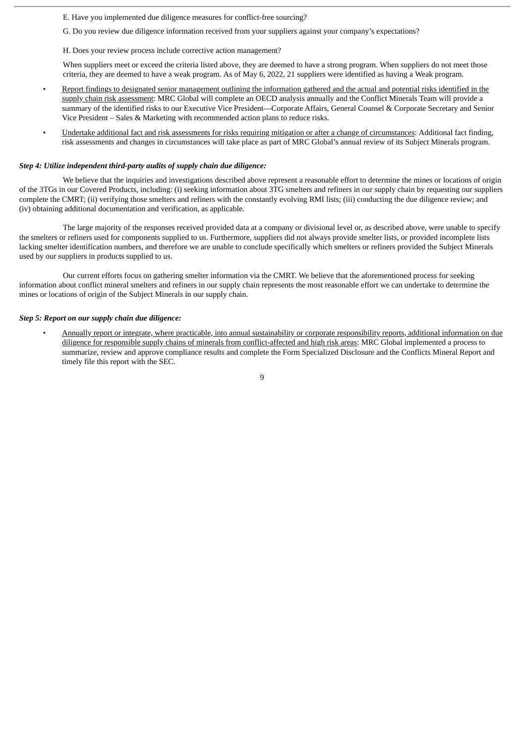E. Have you implemented due diligence measures for conflict-free sourcing?

G. Do you review due diligence information received from your suppliers against your company's expectations?

H. Does your review process include corrective action management?

When suppliers meet or exceed the criteria listed above, they are deemed to have a strong program. When suppliers do not meet those criteria, they are deemed to have a weak program. As of May 6, 2022, 21 suppliers were identified as having a Weak program.

- Report findings to designated senior management outlining the information gathered and the actual and potential risks identified in the supply chain risk assessment: MRC Global will complete an OECD analysis annually and the Conflict Minerals Team will provide a summary of the identified risks to our Executive Vice President—Corporate Affairs, General Counsel & Corporate Secretary and Senior Vice President – Sales & Marketing with recommended action plans to reduce risks.
- Undertake additional fact and risk assessments for risks requiring mitigation or after a change of circumstances: Additional fact finding, risk assessments and changes in circumstances will take place as part of MRC Global's annual review of its Subject Minerals program.

***Step 4: Utilize independent third-party audits of supply chain due diligence:***

We believe that the inquiries and investigations described above represent a reasonable effort to determine the mines or locations of origin of the 3TGs in our Covered Products, including: (i) seeking information about 3TG smelters and refiners in our supply chain by requesting our suppliers complete the CMRT; (ii) verifying those smelters and refiners with the constantly evolving RMI lists; (iii) conducting the due diligence review; and (iv) obtaining additional documentation and verification, as applicable.

The large majority of the responses received provided data at a company or divisional level or, as described above, were unable to specify the smelters or refiners used for components supplied to us. Furthermore, suppliers did not always provide smelter lists, or provided incomplete lists lacking smelter identification numbers, and therefore we are unable to conclude specifically which smelters or refiners provided the Subject Minerals used by our suppliers in products supplied to us.

Our current efforts focus on gathering smelter information via the CMRT. We believe that the aforementioned process for seeking information about conflict mineral smelters and refiners in our supply chain represents the most reasonable effort we can undertake to determine the mines or locations of origin of the Subject Minerals in our supply chain.

***Step 5: Report on our supply chain due diligence:***

- Annually report or integrate, where practicable, into annual sustainability or corporate responsibility reports, additional information on due diligence for responsible supply chains of minerals from conflict-affected and high risk areas: MRC Global implemented a process to summarize, review and approve compliance results and complete the Form Specialized Disclosure and the Conflicts Mineral Report and timely file this report with the SEC.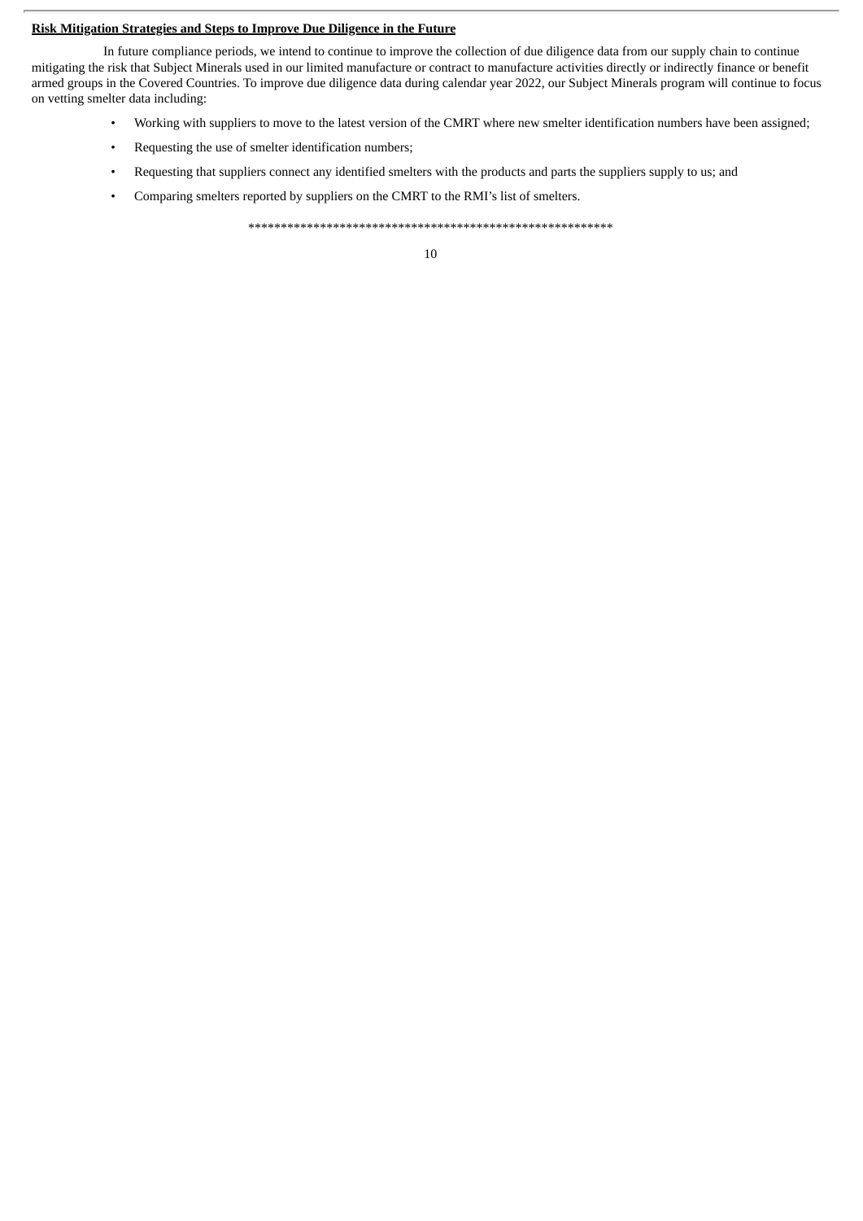**Risk Mitigation Strategies and Steps to Improve Due Diligence in the Future**

In future compliance periods, we intend to continue to improve the collection of due diligence data from our supply chain to continue mitigating the risk that Subject Minerals used in our limited manufacture or contract to manufacture activities directly or indirectly finance or benefit armed groups in the Covered Countries. To improve due diligence data during calendar year 2022, our Subject Minerals program will continue to focus on vetting smelter data including:

- Working with suppliers to move to the latest version of the CMRT where new smelter identification numbers have been assigned;
- Requesting the use of smelter identification numbers;
- Requesting that suppliers connect any identified smelters with the products and parts the suppliers supply to us; and
- Comparing smelters reported by suppliers on the CMRT to the RMI's list of smelters.

*********************************************************